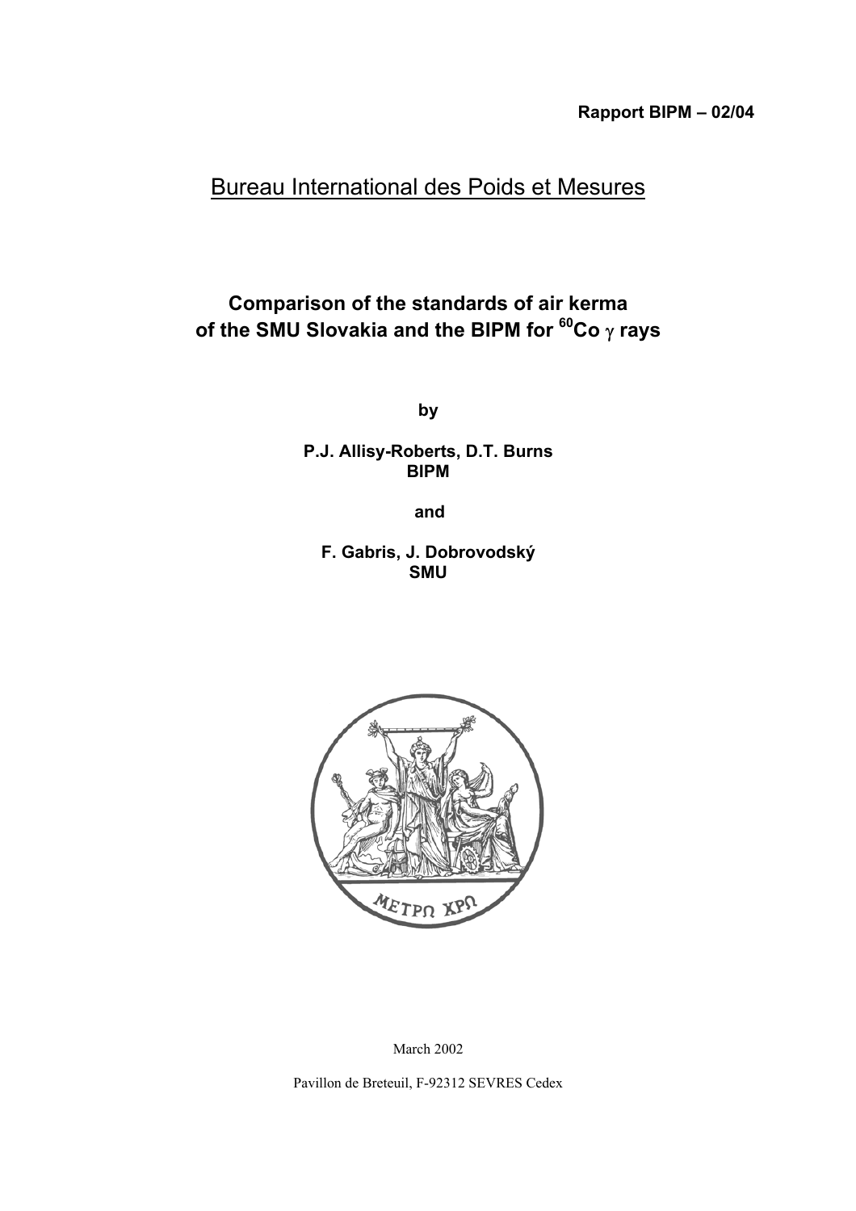**Rapport BIPM – 02/04**

Bureau International des Poids et Mesures

# Comparison of the standards of air kerma of the SMU Slovakia and the BIPM for $^{60}$Co $\gamma$ rays

**by**

**P.J. Allisy-Roberts, D.T. Burns**
**BIPM**

**and**

**F. Gabris, J. Dobrovodský**
**SMU**

ΜΕΤΡΩ ΧΡΩ

March 2002

Pavillon de Breteuil, F-92312 SEVRES Cedex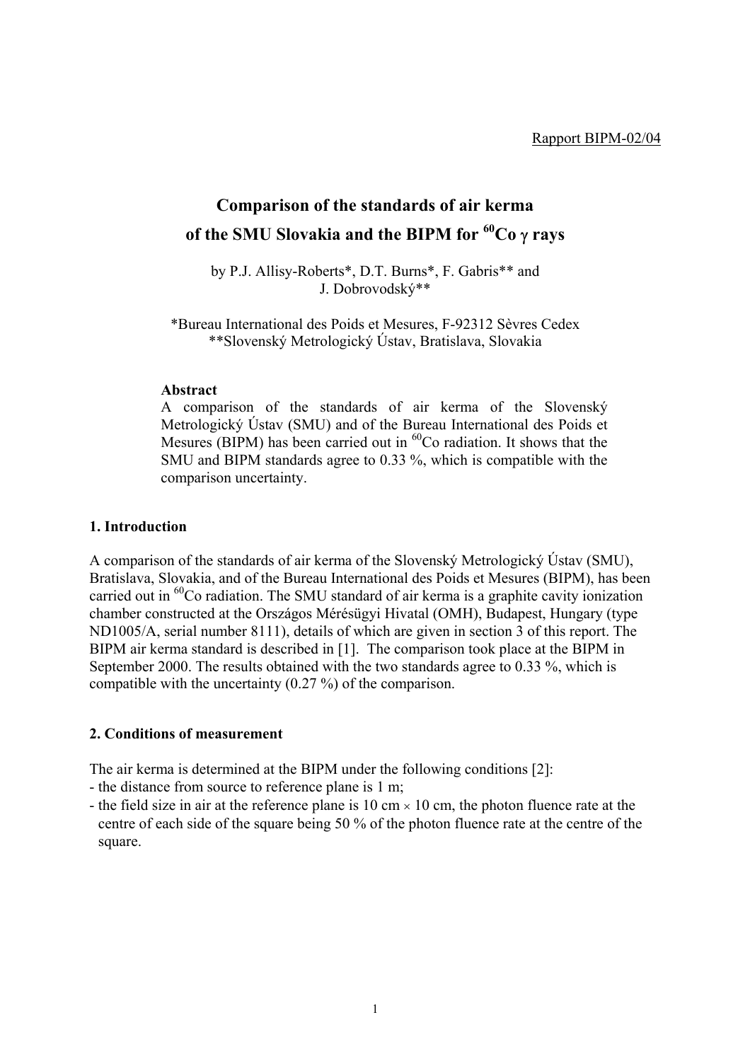Rapport BIPM-02/04

# Comparison of the standards of air kerma of the SMU Slovakia and the BIPM for $^{60}$Co $\gamma$ rays

by P.J. Allisy-Roberts*, D.T. Burns*, F. Gabris** and J. Dobrovodský**

*Bureau International des Poids et Mesures, F-92312 Sèvres Cedex
**Slovenský Metrologický Ústav, Bratislava, Slovakia

**Abstract**

A comparison of the standards of air kerma of the Slovenský Metrologický Ústav (SMU) and of the Bureau International des Poids et Mesures (BIPM) has been carried out in $^{60}$Co radiation. It shows that the SMU and BIPM standards agree to 0.33 %, which is compatible with the comparison uncertainty.

## 1. Introduction

A comparison of the standards of air kerma of the Slovenský Metrologický Ústav (SMU), Bratislava, Slovakia, and of the Bureau International des Poids et Mesures (BIPM), has been carried out in $^{60}$Co radiation. The SMU standard of air kerma is a graphite cavity ionization chamber constructed at the Országos Mérésügyi Hivatal (OMH), Budapest, Hungary (type ND1005/A, serial number 8111), details of which are given in section 3 of this report. The BIPM air kerma standard is described in [1]. The comparison took place at the BIPM in September 2000. The results obtained with the two standards agree to 0.33 %, which is compatible with the uncertainty (0.27 %) of the comparison.

## 2. Conditions of measurement

The air kerma is determined at the BIPM under the following conditions [2]:

- the distance from source to reference plane is 1 m;
- the field size in air at the reference plane is 10 cm × 10 cm, the photon fluence rate at the centre of each side of the square being 50 % of the photon fluence rate at the centre of the square.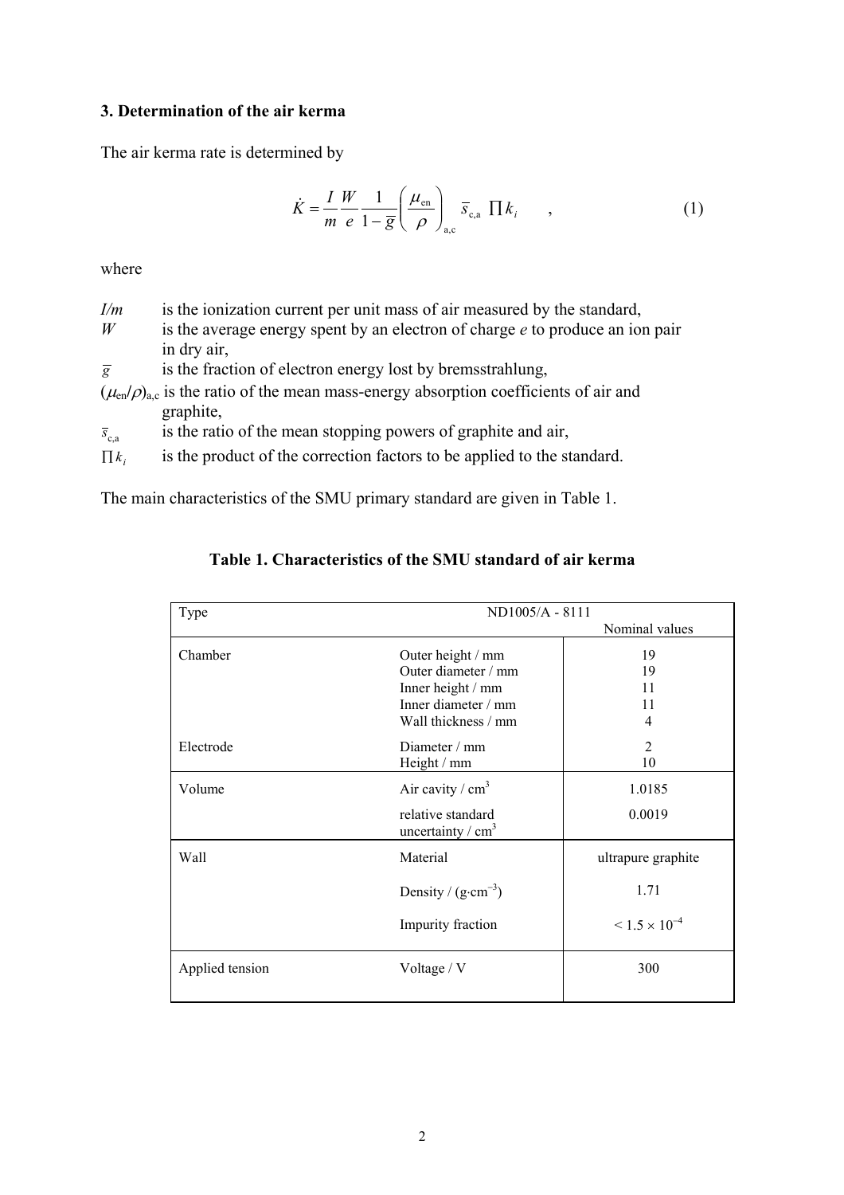## 3. Determination of the air kerma

The air kerma rate is determined by

$$\dot{K} = \frac{I}{m}\frac{W}{e}\frac{1}{1-\bar{g}}\left(\frac{\mu_{\text{en}}}{\rho}\right)_{\text{a,c}} \bar{s}_{\text{c,a}} \prod k_i \quad , \tag{1}$$

where

- $I/m$ is the ionization current per unit mass of air measured by the standard,
- $W$ is the average energy spent by an electron of charge $e$ to produce an ion pair in dry air,
- $\bar{g}$ is the fraction of electron energy lost by bremsstrahlung,
- $(\mu_{\text{en}}/\rho)_{\text{a,c}}$ is the ratio of the mean mass-energy absorption coefficients of air and graphite,
- $\bar{s}_{\text{c,a}}$ is the ratio of the mean stopping powers of graphite and air,
- $\prod k_i$ is the product of the correction factors to be applied to the standard.

The main characteristics of the SMU primary standard are given in Table 1.

**Table 1. Characteristics of the SMU standard of air kerma**

| Type | ND1005/A - 8111 | Nominal values |
|---|---|---|
| Chamber | Outer height / mm | 19 |
| | Outer diameter / mm | 19 |
| | Inner height / mm | 11 |
| | Inner diameter / mm | 11 |
| | Wall thickness / mm | 4 |
| Electrode | Diameter / mm | 2 |
| | Height / mm | 10 |
| Volume | Air cavity / cm$^3$ | 1.0185 |
| | relative standard uncertainty / cm$^3$ | 0.0019 |
| Wall | Material | ultrapure graphite |
| | Density / (g·cm$^{-3}$) | 1.71 |
| | Impurity fraction | $< 1.5 \times 10^{-4}$ |
| Applied tension | Voltage / V | 300 |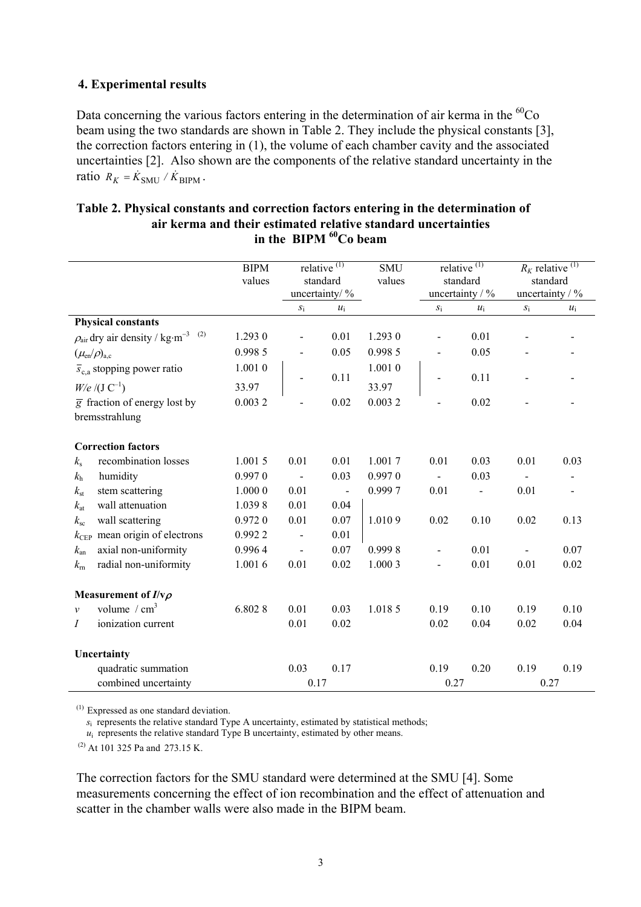### 4. Experimental results

Data concerning the various factors entering in the determination of air kerma in the $^{60}$Co beam using the two standards are shown in Table 2. They include the physical constants [3], the correction factors entering in (1), the volume of each chamber cavity and the associated uncertainties [2]. Also shown are the components of the relative standard uncertainty in the ratio $R_K = \dot{K}_{\mathrm{SMU}} / \dot{K}_{\mathrm{BIPM}}$.

**Table 2. Physical constants and correction factors entering in the determination of air kerma and their estimated relative standard uncertainties in the BIPM $^{60}$Co beam**

| | BIPM values | relative [(1)] standard uncertainty/ % | | SMU values | relative [(1)] standard uncertainty / % | | $R_K$ relative [(1)] standard uncertainty / % | |
|---|---|---|---|---|---|---|---|---|
| | | $s_i$ | $u_i$ | | $s_i$ | $u_i$ | $s_i$ | $u_i$ |
| **Physical constants** | | | | | | | | |
| $\rho_{\mathrm{air}}$ dry air density / kg·m$^{-3}$ [(2)] | 1.293 0 | - | 0.01 | 1.293 0 | - | 0.01 | - | - |
| $(\mu_{\mathrm{en}}/\rho)_{\mathrm{a,c}}$ | 0.998 5 | - | 0.05 | 0.998 5 | - | 0.05 | - | - |
| $\bar{s}_{\mathrm{c,a}}$ stopping power ratio | 1.001 0 | - | 0.11 | 1.001 0 | - | 0.11 | - | - |
| $W/e$ /(J C$^{-1}$) | 33.97 | | | 33.97 | | | | |
| $\bar{g}$ fraction of energy lost by bremsstrahlung | 0.003 2 | - | 0.02 | 0.003 2 | - | 0.02 | - | - |
| **Correction factors** | | | | | | | | |
| $k_{\mathrm{s}}$ recombination losses | 1.001 5 | 0.01 | 0.01 | 1.001 7 | 0.01 | 0.03 | 0.01 | 0.03 |
| $k_{\mathrm{h}}$ humidity | 0.997 0 | - | 0.03 | 0.997 0 | - | 0.03 | - | - |
| $k_{\mathrm{st}}$ stem scattering | 1.000 0 | 0.01 | - | 0.999 7 | 0.01 | - | 0.01 | - |
| $k_{\mathrm{at}}$ wall attenuation | 1.039 8 | 0.01 | 0.04 | | | | | |
| $k_{\mathrm{sc}}$ wall scattering | 0.972 0 | 0.01 | 0.07 | 1.010 9 | 0.02 | 0.10 | 0.02 | 0.13 |
| $k_{\mathrm{CEP}}$ mean origin of electrons | 0.992 2 | - | 0.01 | | | | | |
| $k_{\mathrm{an}}$ axial non-uniformity | 0.996 4 | - | 0.07 | 0.999 8 | - | 0.01 | - | 0.07 |
| $k_{\mathrm{rn}}$ radial non-uniformity | 1.001 6 | 0.01 | 0.02 | 1.000 3 | - | 0.01 | 0.01 | 0.02 |
| **Measurement of $I/v\rho$** | | | | | | | | |
| $v$ volume / cm$^3$ | 6.802 8 | 0.01 | 0.03 | 1.018 5 | 0.19 | 0.10 | 0.19 | 0.10 |
| $I$ ionization current | | 0.01 | 0.02 | | 0.02 | 0.04 | 0.02 | 0.04 |
| **Uncertainty** | | | | | | | | |
| quadratic summation | | 0.03 | 0.17 | | 0.19 | 0.20 | 0.19 | 0.19 |
| combined uncertainty | | 0.17 | | | 0.27 | | 0.27 | |

[(1)] Expressed as one standard deviation.
$s_i$ represents the relative standard Type A uncertainty, estimated by statistical methods;
$u_i$ represents the relative standard Type B uncertainty, estimated by other means.

[(2)] At 101 325 Pa and 273.15 K.

The correction factors for the SMU standard were determined at the SMU [4]. Some measurements concerning the effect of ion recombination and the effect of attenuation and scatter in the chamber walls were also made in the BIPM beam.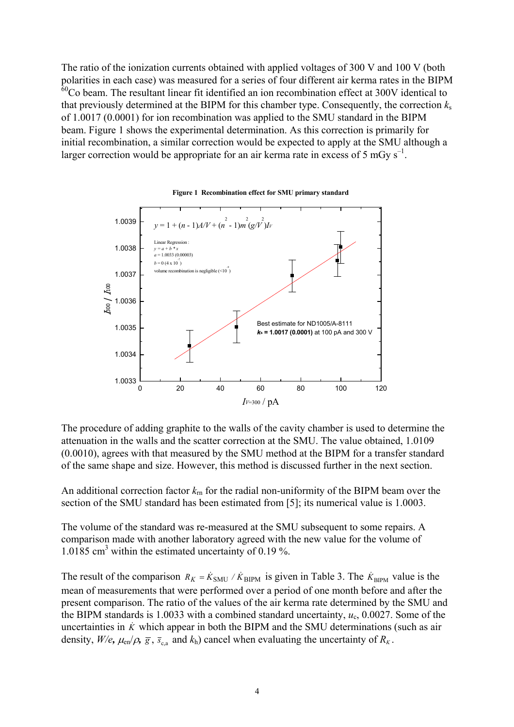The ratio of the ionization currents obtained with applied voltages of 300 V and 100 V (both polarities in each case) was measured for a series of four different air kerma rates in the BIPM $^{60}$Co beam. The resultant linear fit identified an ion recombination effect at 300V identical to that previously determined at the BIPM for this chamber type. Consequently, the correction $k_s$ of 1.0017 (0.0001) for ion recombination was applied to the SMU standard in the BIPM beam. Figure 1 shows the experimental determination. As this correction is primarily for initial recombination, a similar correction would be expected to apply at the SMU although a larger correction would be appropriate for an air kerma rate in excess of 5 mGy s$^{-1}$.

**Figure 1 Recombination effect for SMU primary standard**

The procedure of adding graphite to the walls of the cavity chamber is used to determine the attenuation in the walls and the scatter correction at the SMU. The value obtained, 1.0109 (0.0010), agrees with that measured by the SMU method at the BIPM for a transfer standard of the same shape and size. However, this method is discussed further in the next section.

An additional correction factor $k_{rn}$ for the radial non-uniformity of the BIPM beam over the section of the SMU standard has been estimated from [5]; its numerical value is 1.0003.

The volume of the standard was re-measured at the SMU subsequent to some repairs. A comparison made with another laboratory agreed with the new value for the volume of 1.0185 cm$^3$ within the estimated uncertainty of 0.19 %.

The result of the comparison $R_K = \dot{K}_{\text{SMU}} / \dot{K}_{\text{BIPM}}$ is given in Table 3. The $\dot{K}_{\text{BIPM}}$ value is the mean of measurements that were performed over a period of one month before and after the present comparison. The ratio of the values of the air kerma rate determined by the SMU and the BIPM standards is 1.0033 with a combined standard uncertainty, $u_c$, 0.0027. Some of the uncertainties in $\dot{K}$ which appear in both the BIPM and the SMU determinations (such as air density, $W/e$, $\mu_{en}/\rho$, $\bar{g}$, $\bar{s}_{c,a}$ and $k_h$) cancel when evaluating the uncertainty of $R_K$.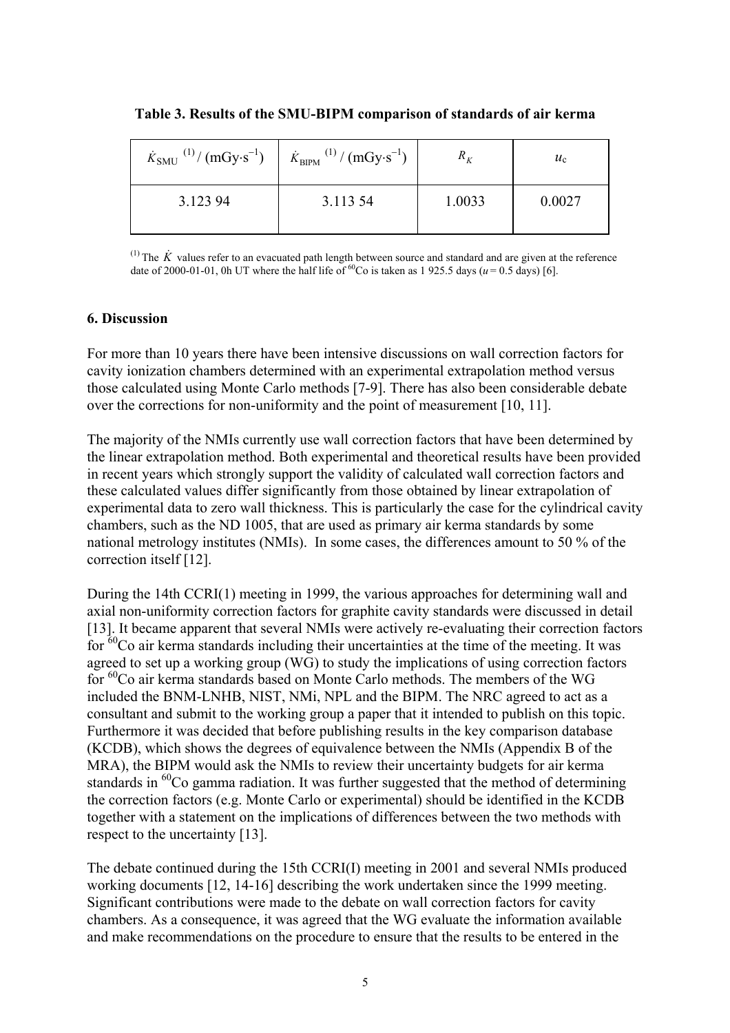**Table 3. Results of the SMU-BIPM comparison of standards of air kerma**

| $\dot{K}_{\mathrm{SMU}}$ [(1)] / (mGy·s$^{-1}$) | $\dot{K}_{\mathrm{BIPM}}$ [(1)] / (mGy·s$^{-1}$) | $R_K$ | $u_c$ |
|---|---|---|---|
| 3.123 94 | 3.113 54 | 1.0033 | 0.0027 |

[(1)] The $\dot{K}$ values refer to an evacuated path length between source and standard and are given at the reference date of 2000-01-01, 0h UT where the half life of $^{60}$Co is taken as 1 925.5 days ($u$ = 0.5 days) [6].

## 6. Discussion

For more than 10 years there have been intensive discussions on wall correction factors for cavity ionization chambers determined with an experimental extrapolation method versus those calculated using Monte Carlo methods [7-9]. There has also been considerable debate over the corrections for non-uniformity and the point of measurement [10, 11].

The majority of the NMIs currently use wall correction factors that have been determined by the linear extrapolation method. Both experimental and theoretical results have been provided in recent years which strongly support the validity of calculated wall correction factors and these calculated values differ significantly from those obtained by linear extrapolation of experimental data to zero wall thickness. This is particularly the case for the cylindrical cavity chambers, such as the ND 1005, that are used as primary air kerma standards by some national metrology institutes (NMIs). In some cases, the differences amount to 50 % of the correction itself [12].

During the 14th CCRI(1) meeting in 1999, the various approaches for determining wall and axial non-uniformity correction factors for graphite cavity standards were discussed in detail [13]. It became apparent that several NMIs were actively re-evaluating their correction factors for $^{60}$Co air kerma standards including their uncertainties at the time of the meeting. It was agreed to set up a working group (WG) to study the implications of using correction factors for $^{60}$Co air kerma standards based on Monte Carlo methods. The members of the WG included the BNM-LNHB, NIST, NMi, NPL and the BIPM. The NRC agreed to act as a consultant and submit to the working group a paper that it intended to publish on this topic. Furthermore it was decided that before publishing results in the key comparison database (KCDB), which shows the degrees of equivalence between the NMIs (Appendix B of the MRA), the BIPM would ask the NMIs to review their uncertainty budgets for air kerma standards in $^{60}$Co gamma radiation. It was further suggested that the method of determining the correction factors (e.g. Monte Carlo or experimental) should be identified in the KCDB together with a statement on the implications of differences between the two methods with respect to the uncertainty [13].

The debate continued during the 15th CCRI(I) meeting in 2001 and several NMIs produced working documents [12, 14-16] describing the work undertaken since the 1999 meeting. Significant contributions were made to the debate on wall correction factors for cavity chambers. As a consequence, it was agreed that the WG evaluate the information available and make recommendations on the procedure to ensure that the results to be entered in the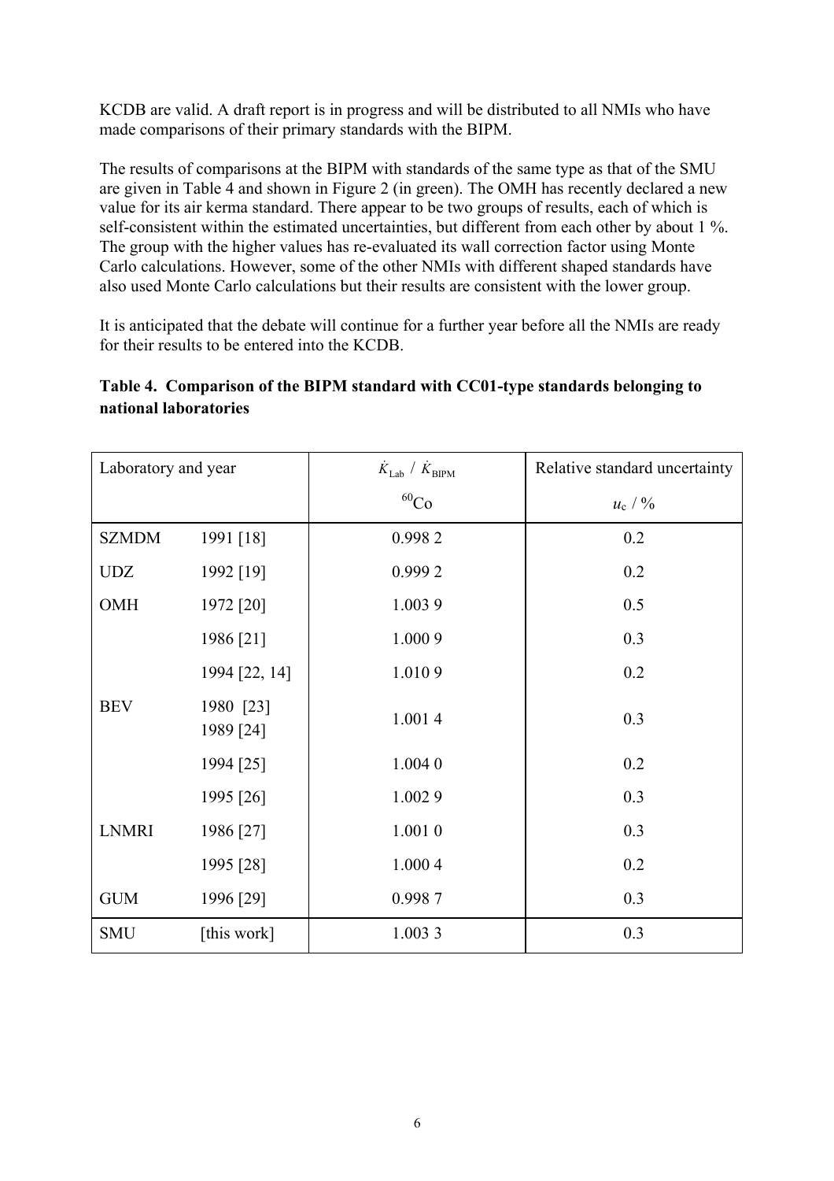KCDB are valid. A draft report is in progress and will be distributed to all NMIs who have made comparisons of their primary standards with the BIPM.

The results of comparisons at the BIPM with standards of the same type as that of the SMU are given in Table 4 and shown in Figure 2 (in green). The OMH has recently declared a new value for its air kerma standard. There appear to be two groups of results, each of which is self-consistent within the estimated uncertainties, but different from each other by about 1 %. The group with the higher values has re-evaluated its wall correction factor using Monte Carlo calculations. However, some of the other NMIs with different shaped standards have also used Monte Carlo calculations but their results are consistent with the lower group.

It is anticipated that the debate will continue for a further year before all the NMIs are ready for their results to be entered into the KCDB.

**Table 4. Comparison of the BIPM standard with CC01-type standards belonging to national laboratories**

| Laboratory and year | | $\dot{K}_{\mathrm{Lab}}$ / $\dot{K}_{\mathrm{BIPM}}$ | Relative standard uncertainty |
|---|---|---|---|
| | | $^{60}$Co | $u_c$ / % |
| SZMDM | 1991 [18] | 0.998 2 | 0.2 |
| UDZ | 1992 [19] | 0.999 2 | 0.2 |
| OMH | 1972 [20] | 1.003 9 | 0.5 |
| | 1986 [21] | 1.000 9 | 0.3 |
| | 1994 [22, 14] | 1.010 9 | 0.2 |
| BEV | 1980 [23] 1989 [24] | 1.001 4 | 0.3 |
| | 1994 [25] | 1.004 0 | 0.2 |
| | 1995 [26] | 1.002 9 | 0.3 |
| LNMRI | 1986 [27] | 1.001 0 | 0.3 |
| | 1995 [28] | 1.000 4 | 0.2 |
| GUM | 1996 [29] | 0.998 7 | 0.3 |
| SMU | [this work] | 1.003 3 | 0.3 |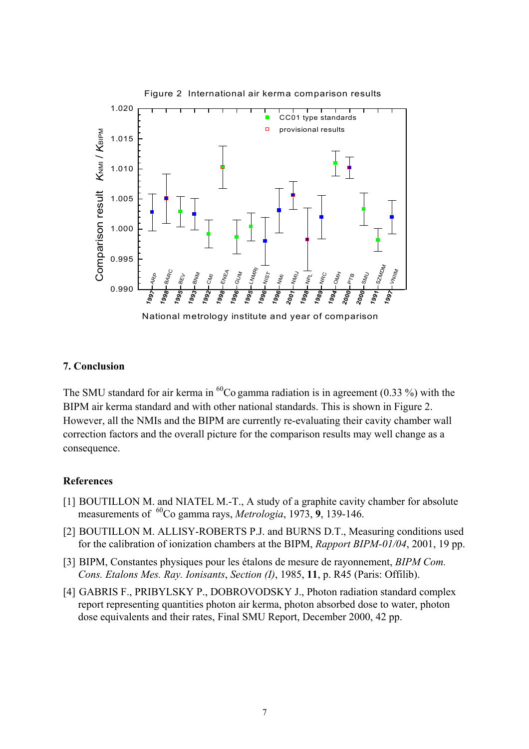Figure 2 International air kerma comparison results

## 7. Conclusion

The SMU standard for air kerma in $^{60}$Co gamma radiation is in agreement (0.33 %) with the BIPM air kerma standard and with other national standards. This is shown in Figure 2. However, all the NMIs and the BIPM are currently re-evaluating their cavity chamber wall correction factors and the overall picture for the comparison results may well change as a consequence.

## References

[1] BOUTILLON M. and NIATEL M.-T., A study of a graphite cavity chamber for absolute measurements of $^{60}$Co gamma rays, *Metrologia*, 1973, **9**, 139-146.

[2] BOUTILLON M. ALLISY-ROBERTS P.J. and BURNS D.T., Measuring conditions used for the calibration of ionization chambers at the BIPM, *Rapport BIPM-01/04*, 2001, 19 pp.

[3] BIPM, Constantes physiques pour les étalons de mesure de rayonnement, *BIPM Com. Cons. Etalons Mes. Ray. Ionisants*, *Section (I)*, 1985, **11**, p. R45 (Paris: Offilib).

[4] GABRIS F., PRIBYLSKY P., DOBROVODSKY J., Photon radiation standard complex report representing quantities photon air kerma, photon absorbed dose to water, photon dose equivalents and their rates, Final SMU Report, December 2000, 42 pp.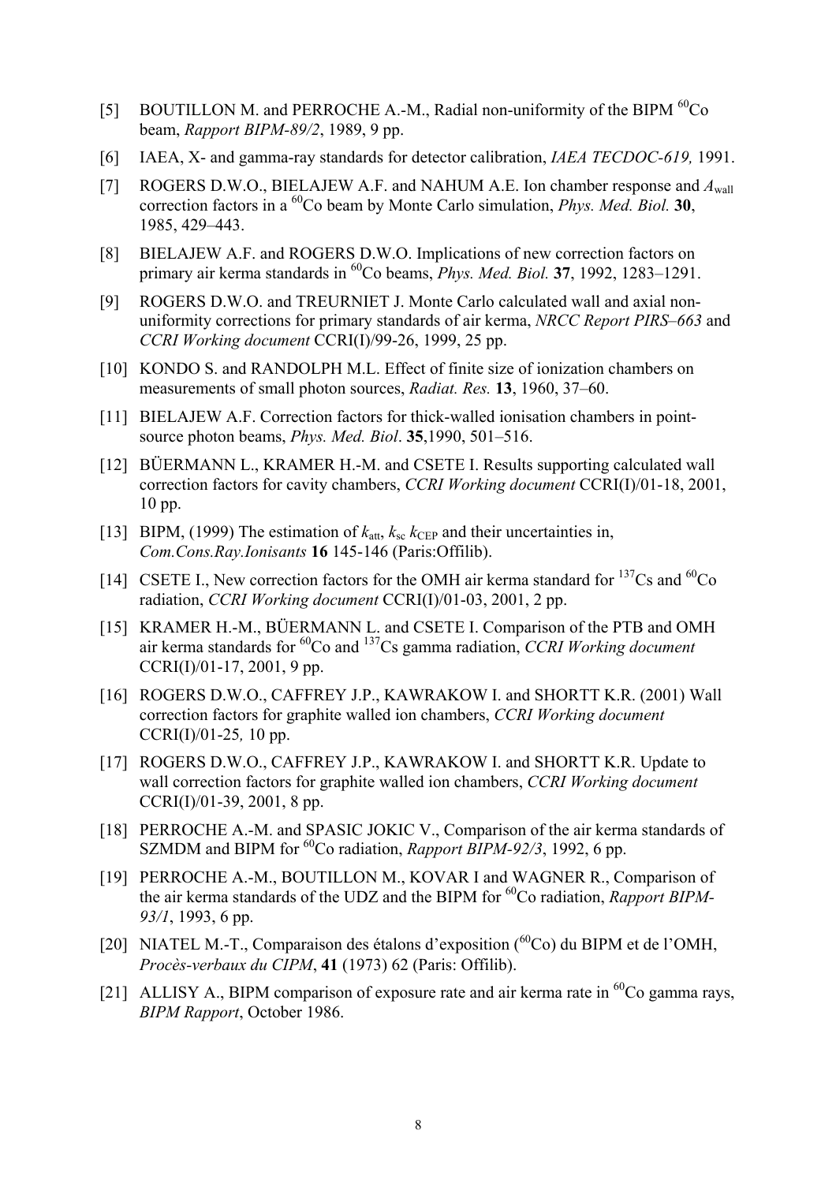[5] BOUTILLON M. and PERROCHE A.-M., Radial non-uniformity of the BIPM $^{60}$Co beam, *Rapport BIPM-89/2*, 1989, 9 pp.

[6] IAEA, X- and gamma-ray standards for detector calibration, *IAEA TECDOC-619,* 1991.

[7] ROGERS D.W.O., BIELAJEW A.F. and NAHUM A.E. Ion chamber response and $A_{\text{wall}}$ correction factors in a $^{60}$Co beam by Monte Carlo simulation, *Phys. Med. Biol.* **30**, 1985, 429–443.

[8] BIELAJEW A.F. and ROGERS D.W.O. Implications of new correction factors on primary air kerma standards in $^{60}$Co beams, *Phys. Med. Biol.* **37**, 1992, 1283–1291.

[9] ROGERS D.W.O. and TREURNIET J. Monte Carlo calculated wall and axial non-uniformity corrections for primary standards of air kerma, *NRCC Report PIRS–663* and *CCRI Working document* CCRI(I)/99-26, 1999, 25 pp.

[10] KONDO S. and RANDOLPH M.L. Effect of finite size of ionization chambers on measurements of small photon sources, *Radiat. Res.* **13**, 1960, 37–60.

[11] BIELAJEW A.F. Correction factors for thick-walled ionisation chambers in point-source photon beams, *Phys. Med. Biol*. **35**,1990, 501–516.

[12] BÜERMANN L., KRAMER H.-M. and CSETE I. Results supporting calculated wall correction factors for cavity chambers, *CCRI Working document* CCRI(I)/01-18, 2001, 10 pp.

[13] BIPM, (1999) The estimation of $k_{\text{att}}$, $k_{\text{sc}}$ $k_{\text{CEP}}$ and their uncertainties in, *Com.Cons.Ray.Ionisants* **16** 145-146 (Paris:Offilib).

[14] CSETE I., New correction factors for the OMH air kerma standard for $^{137}$Cs and $^{60}$Co radiation, *CCRI Working document* CCRI(I)/01-03, 2001, 2 pp.

[15] KRAMER H.-M., BÜERMANN L. and CSETE I. Comparison of the PTB and OMH air kerma standards for $^{60}$Co and $^{137}$Cs gamma radiation, *CCRI Working document* CCRI(I)/01-17, 2001, 9 pp.

[16] ROGERS D.W.O., CAFFREY J.P., KAWRAKOW I. and SHORTT K.R. (2001) Wall correction factors for graphite walled ion chambers, *CCRI Working document* CCRI(I)/01-25*,* 10 pp.

[17] ROGERS D.W.O., CAFFREY J.P., KAWRAKOW I. and SHORTT K.R. Update to wall correction factors for graphite walled ion chambers, *CCRI Working document* CCRI(I)/01-39, 2001, 8 pp.

[18] PERROCHE A.-M. and SPASIC JOKIC V., Comparison of the air kerma standards of SZMDM and BIPM for $^{60}$Co radiation, *Rapport BIPM-92/3*, 1992, 6 pp.

[19] PERROCHE A.-M., BOUTILLON M., KOVAR I and WAGNER R., Comparison of the air kerma standards of the UDZ and the BIPM for $^{60}$Co radiation, *Rapport BIPM-93/1*, 1993, 6 pp.

[20] NIATEL M.-T., Comparaison des étalons d'exposition ($^{60}$Co) du BIPM et de l'OMH, *Procès-verbaux du CIPM*, **41** (1973) 62 (Paris: Offilib).

[21] ALLISY A., BIPM comparison of exposure rate and air kerma rate in $^{60}$Co gamma rays, *BIPM Rapport*, October 1986.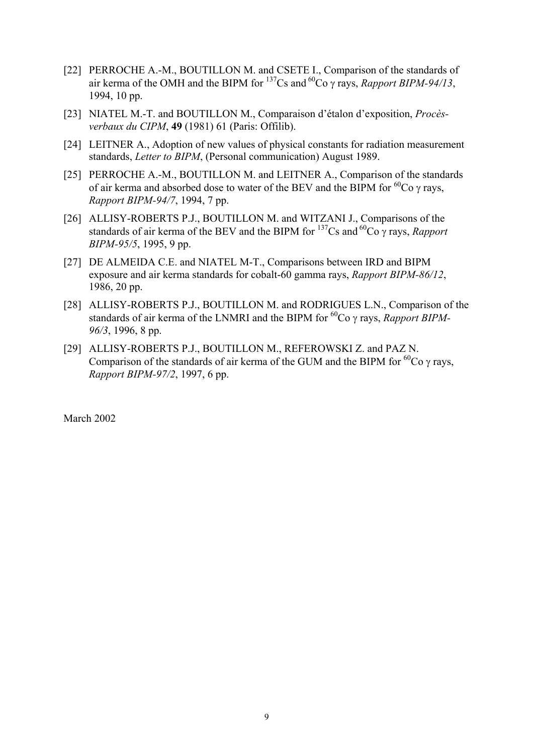[22] PERROCHE A.-M., BOUTILLON M. and CSETE I., Comparison of the standards of air kerma of the OMH and the BIPM for $^{137}$Cs and $^{60}$Co γ rays, *Rapport BIPM-94/13*, 1994, 10 pp.

[23] NIATEL M.-T. and BOUTILLON M., Comparaison d'étalon d'exposition, *Procès-verbaux du CIPM*, **49** (1981) 61 (Paris: Offilib).

[24] LEITNER A., Adoption of new values of physical constants for radiation measurement standards, *Letter to BIPM*, (Personal communication) August 1989.

[25] PERROCHE A.-M., BOUTILLON M. and LEITNER A., Comparison of the standards of air kerma and absorbed dose to water of the BEV and the BIPM for $^{60}$Co γ rays, *Rapport BIPM-94/7*, 1994, 7 pp.

[26] ALLISY-ROBERTS P.J., BOUTILLON M. and WITZANI J., Comparisons of the standards of air kerma of the BEV and the BIPM for $^{137}$Cs and $^{60}$Co γ rays, *Rapport BIPM-95/5*, 1995, 9 pp.

[27] DE ALMEIDA C.E. and NIATEL M-T., Comparisons between IRD and BIPM exposure and air kerma standards for cobalt-60 gamma rays, *Rapport BIPM-86/12*, 1986, 20 pp.

[28] ALLISY-ROBERTS P.J., BOUTILLON M. and RODRIGUES L.N., Comparison of the standards of air kerma of the LNMRI and the BIPM for $^{60}$Co γ rays, *Rapport BIPM-96/3*, 1996, 8 pp.

[29] ALLISY-ROBERTS P.J., BOUTILLON M., REFEROWSKI Z. and PAZ N. Comparison of the standards of air kerma of the GUM and the BIPM for $^{60}$Co γ rays, *Rapport BIPM-97/2*, 1997, 6 pp.

March 2002